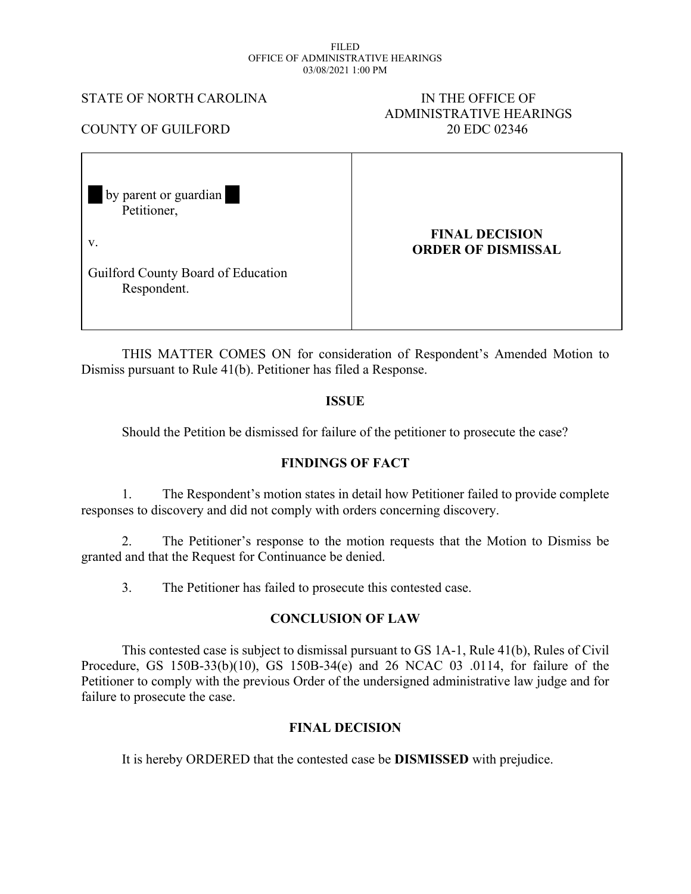FILED
OFFICE OF ADMINISTRATIVE HEARINGS
03/08/2021 1:00 PM

STATE OF NORTH CAROLINA

COUNTY OF GUILFORD

IN THE OFFICE OF
ADMINISTRATIVE HEARINGS
20 EDC 02346

| | |
|---|---|
| ██ by parent or guardian ██<br>Petitioner,<br><br>v.<br><br>Guilford County Board of Education<br>Respondent. | **FINAL DECISION**<br>**ORDER OF DISMISSAL** |

THIS MATTER COMES ON for consideration of Respondent's Amended Motion to Dismiss pursuant to Rule 41(b). Petitioner has filed a Response.

## ISSUE

Should the Petition be dismissed for failure of the petitioner to prosecute the case?

## FINDINGS OF FACT

1. The Respondent's motion states in detail how Petitioner failed to provide complete responses to discovery and did not comply with orders concerning discovery.

2. The Petitioner's response to the motion requests that the Motion to Dismiss be granted and that the Request for Continuance be denied.

3. The Petitioner has failed to prosecute this contested case.

## CONCLUSION OF LAW

This contested case is subject to dismissal pursuant to GS 1A-1, Rule 41(b), Rules of Civil Procedure, GS 150B-33(b)(10), GS 150B-34(e) and 26 NCAC 03 .0114, for failure of the Petitioner to comply with the previous Order of the undersigned administrative law judge and for failure to prosecute the case.

## FINAL DECISION

It is hereby ORDERED that the contested case be **DISMISSED** with prejudice.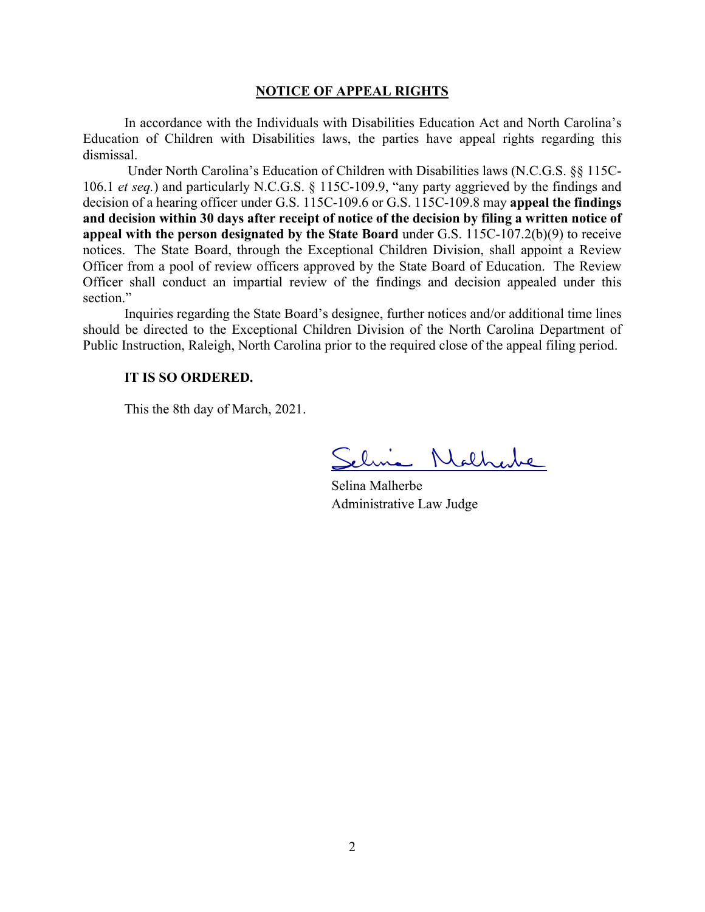## NOTICE OF APPEAL RIGHTS

In accordance with the Individuals with Disabilities Education Act and North Carolina's Education of Children with Disabilities laws, the parties have appeal rights regarding this dismissal.

Under North Carolina's Education of Children with Disabilities laws (N.C.G.S. §§ 115C-106.1 *et seq.*) and particularly N.C.G.S. § 115C-109.9, "any party aggrieved by the findings and decision of a hearing officer under G.S. 115C-109.6 or G.S. 115C-109.8 may **appeal the findings and decision within 30 days after receipt of notice of the decision by filing a written notice of appeal with the person designated by the State Board** under G.S. 115C-107.2(b)(9) to receive notices. The State Board, through the Exceptional Children Division, shall appoint a Review Officer from a pool of review officers approved by the State Board of Education. The Review Officer shall conduct an impartial review of the findings and decision appealed under this section."

Inquiries regarding the State Board's designee, further notices and/or additional time lines should be directed to the Exceptional Children Division of the North Carolina Department of Public Instruction, Raleigh, North Carolina prior to the required close of the appeal filing period.

**IT IS SO ORDERED.**

This the 8th day of March, 2021.

Selina Malherbe

Selina Malherbe
Administrative Law Judge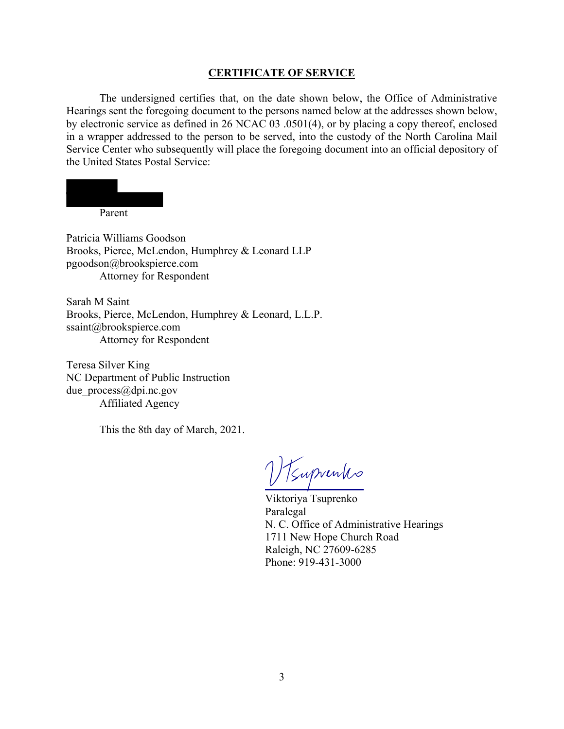**CERTIFICATE OF SERVICE**

The undersigned certifies that, on the date shown below, the Office of Administrative Hearings sent the foregoing document to the persons named below at the addresses shown below, by electronic service as defined in 26 NCAC 03 .0501(4), or by placing a copy thereof, enclosed in a wrapper addressed to the person to be served, into the custody of the North Carolina Mail Service Center who subsequently will place the foregoing document into an official depository of the United States Postal Service:

Parent

Patricia Williams Goodson
Brooks, Pierce, McLendon, Humphrey & Leonard LLP
pgoodson@brookspierce.com
Attorney for Respondent

Sarah M Saint
Brooks, Pierce, McLendon, Humphrey & Leonard, L.L.P.
ssaint@brookspierce.com
Attorney for Respondent

Teresa Silver King
NC Department of Public Instruction
due_process@dpi.nc.gov
Affiliated Agency

This the 8th day of March, 2021.

Viktoriya Tsuprenko
Paralegal
N. C. Office of Administrative Hearings
1711 New Hope Church Road
Raleigh, NC 27609-6285
Phone: 919-431-3000